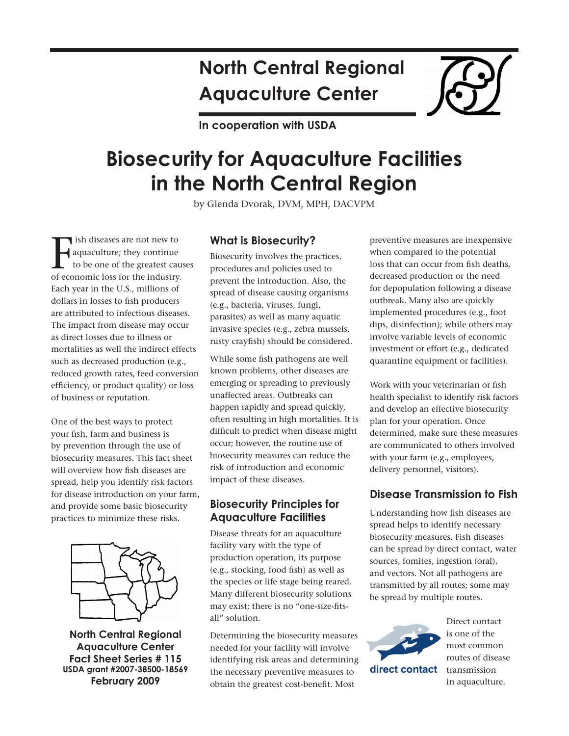# North Central Regional Aquaculture Center

**In cooperation with USDA**

# Biosecurity for Aquaculture Facilities in the North Central Region

by Glenda Dvorak, DVM, MPH, DACVPM

Fish diseases are not new to aquaculture; they continue to be one of the greatest causes of economic loss for the industry. Each year in the U.S., millions of dollars in losses to fish producers are attributed to infectious diseases. The impact from disease may occur as direct losses due to illness or mortalities as well the indirect effects such as decreased production (e.g., reduced growth rates, feed conversion efficiency, or product quality) or loss of business or reputation.

One of the best ways to protect your fish, farm and business is by prevention through the use of biosecurity measures. This fact sheet will overview how fish diseases are spread, help you identify risk factors for disease introduction on your farm, and provide some basic biosecurity practices to minimize these risks.

**North Central Regional Aquaculture Center**
**Fact Sheet Series # 115**
**USDA grant #2007-38500-18569**
**February 2009**

## What is Biosecurity?

Biosecurity involves the practices, procedures and policies used to prevent the introduction. Also, the spread of disease causing organisms (e.g., bacteria, viruses, fungi, parasites) as well as many aquatic invasive species (e.g., zebra mussels, rusty crayfish) should be considered.

While some fish pathogens are well known problems, other diseases are emerging or spreading to previously unaffected areas. Outbreaks can happen rapidly and spread quickly, often resulting in high mortalities. It is difficult to predict when disease might occur; however, the routine use of biosecurity measures can reduce the risk of introduction and economic impact of these diseases.

## Biosecurity Principles for Aquaculture Facilities

Disease threats for an aquaculture facility vary with the type of production operation, its purpose (e.g., stocking, food fish) as well as the species or life stage being reared. Many different biosecurity solutions may exist; there is no "one-size-fits-all" solution.

Determining the biosecurity measures needed for your facility will involve identifying risk areas and determining the necessary preventive measures to obtain the greatest cost-benefit. Most preventive measures are inexpensive when compared to the potential loss that can occur from fish deaths, decreased production or the need for depopulation following a disease outbreak. Many also are quickly implemented procedures (e.g., foot dips, disinfection); while others may involve variable levels of economic investment or effort (e.g., dedicated quarantine equipment or facilities).

Work with your veterinarian or fish health specialist to identify risk factors and develop an effective biosecurity plan for your operation. Once determined, make sure these measures are communicated to others involved with your farm (e.g., employees, delivery personnel, visitors).

## Disease Transmission to Fish

Understanding how fish diseases are spread helps to identify necessary biosecurity measures. Fish diseases can be spread by direct contact, water sources, fomites, ingestion (oral), and vectors. Not all pathogens are transmitted by all routes; some may be spread by multiple routes.

direct contact

Direct contact is one of the most common routes of disease transmission in aquaculture.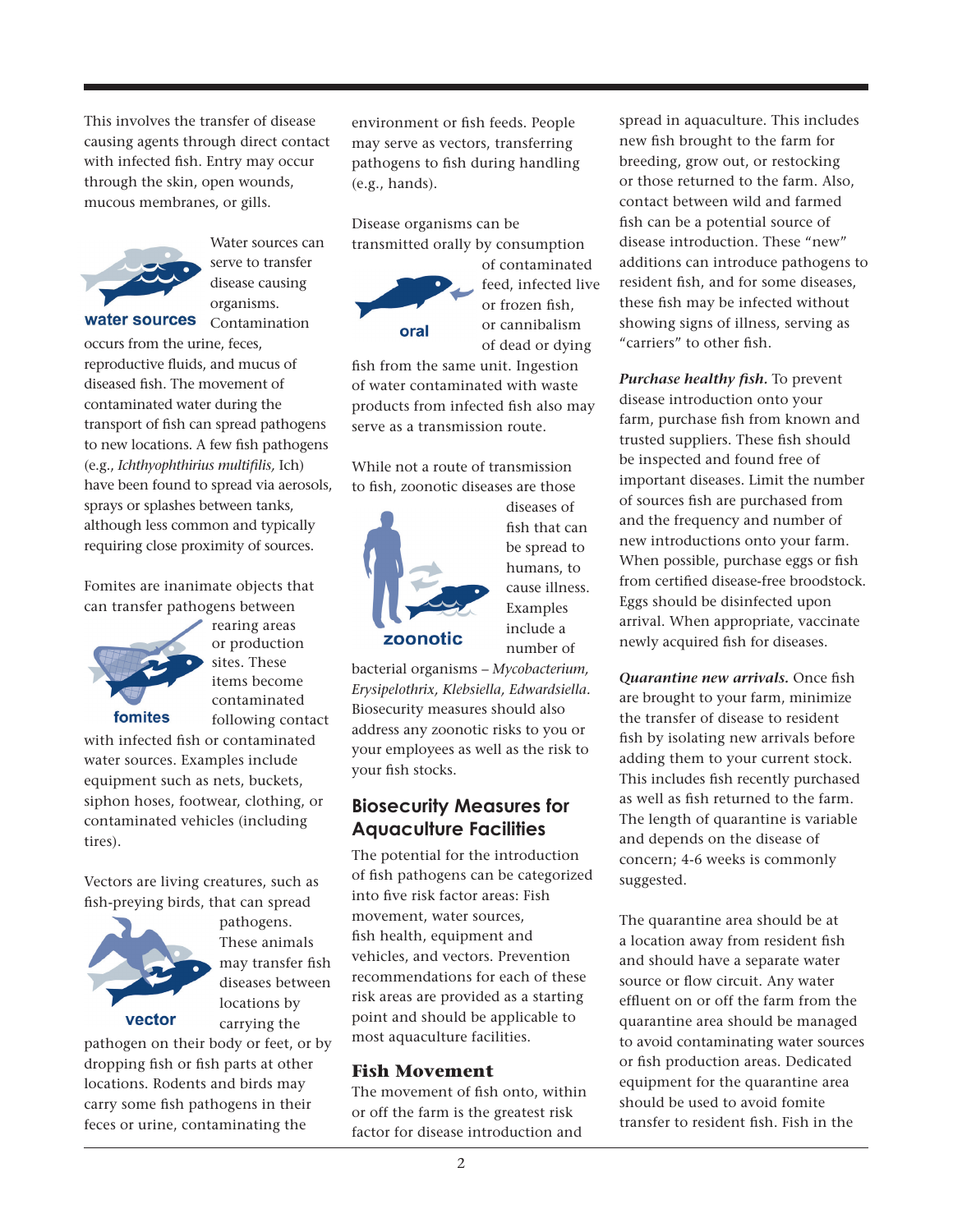This involves the transfer of disease causing agents through direct contact with infected fish. Entry may occur through the skin, open wounds, mucous membranes, or gills.

water sources

Water sources can serve to transfer disease causing organisms. Contamination occurs from the urine, feces, reproductive fluids, and mucus of diseased fish. The movement of contaminated water during the transport of fish can spread pathogens to new locations. A few fish pathogens (e.g., *Ichthyophthirius multifilis,* Ich) have been found to spread via aerosols, sprays or splashes between tanks, although less common and typically requiring close proximity of sources.

fomites

Fomites are inanimate objects that can transfer pathogens between rearing areas or production sites. These items become contaminated following contact with infected fish or contaminated water sources. Examples include equipment such as nets, buckets, siphon hoses, footwear, clothing, or contaminated vehicles (including tires).

vector

Vectors are living creatures, such as fish-preying birds, that can spread pathogens. These animals may transfer fish diseases between locations by carrying the pathogen on their body or feet, or by dropping fish or fish parts at other locations. Rodents and birds may carry some fish pathogens in their feces or urine, contaminating the environment or fish feeds. People may serve as vectors, transferring pathogens to fish during handling (e.g., hands).

oral

Disease organisms can be transmitted orally by consumption of contaminated feed, infected live or frozen fish, or cannibalism of dead or dying fish from the same unit. Ingestion of water contaminated with waste products from infected fish also may serve as a transmission route.

zoonotic

While not a route of transmission to fish, zoonotic diseases are those diseases of fish that can be spread to humans, to cause illness. Examples include a number of bacterial organisms – *Mycobacterium, Erysipelothrix, Klebsiella, Edwardsiella*. Biosecurity measures should also address any zoonotic risks to you or your employees as well as the risk to your fish stocks.

## Biosecurity Measures for Aquaculture Facilities

The potential for the introduction of fish pathogens can be categorized into five risk factor areas: Fish movement, water sources, fish health, equipment and vehicles, and vectors. Prevention recommendations for each of these risk areas are provided as a starting point and should be applicable to most aquaculture facilities.

### Fish Movement

The movement of fish onto, within or off the farm is the greatest risk factor for disease introduction and spread in aquaculture. This includes new fish brought to the farm for breeding, grow out, or restocking or those returned to the farm. Also, contact between wild and farmed fish can be a potential source of disease introduction. These "new" additions can introduce pathogens to resident fish, and for some diseases, these fish may be infected without showing signs of illness, serving as "carriers" to other fish.

***Purchase healthy fish.*** To prevent disease introduction onto your farm, purchase fish from known and trusted suppliers. These fish should be inspected and found free of important diseases. Limit the number of sources fish are purchased from and the frequency and number of new introductions onto your farm. When possible, purchase eggs or fish from certified disease-free broodstock. Eggs should be disinfected upon arrival. When appropriate, vaccinate newly acquired fish for diseases.

***Quarantine new arrivals.*** Once fish are brought to your farm, minimize the transfer of disease to resident fish by isolating new arrivals before adding them to your current stock. This includes fish recently purchased as well as fish returned to the farm. The length of quarantine is variable and depends on the disease of concern; 4-6 weeks is commonly suggested.

The quarantine area should be at a location away from resident fish and should have a separate water source or flow circuit. Any water effluent on or off the farm from the quarantine area should be managed to avoid contaminating water sources or fish production areas. Dedicated equipment for the quarantine area should be used to avoid fomite transfer to resident fish. Fish in the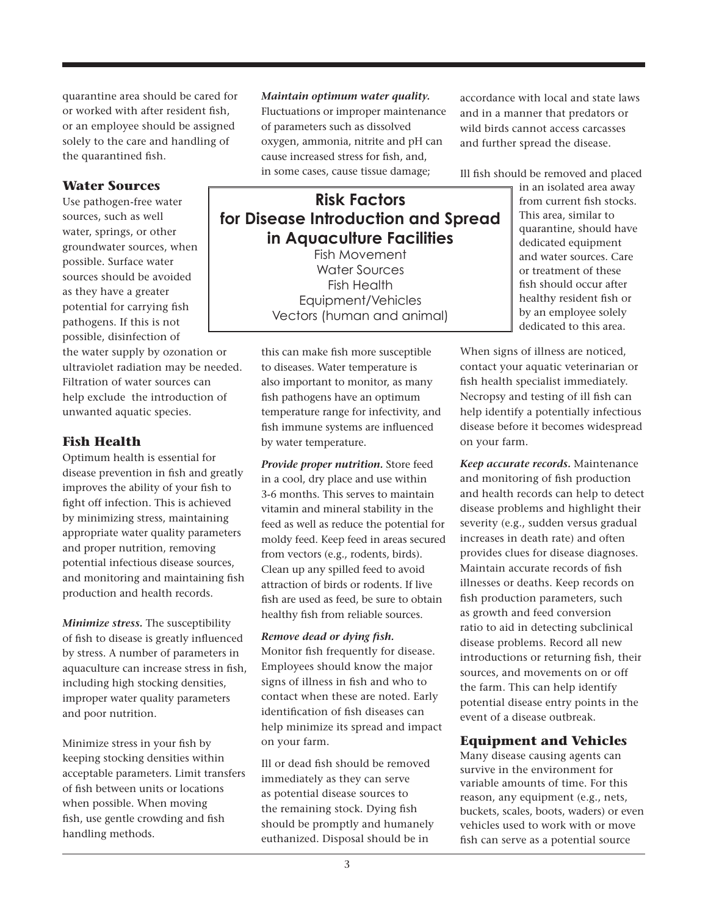quarantine area should be cared for or worked with after resident fish, or an employee should be assigned solely to the care and handling of the quarantined fish.

## Water Sources

Use pathogen-free water sources, such as well water, springs, or other groundwater sources, when possible. Surface water sources should be avoided as they have a greater potential for carrying fish pathogens. If this is not possible, disinfection of the water supply by ozonation or ultraviolet radiation may be needed. Filtration of water sources can help exclude the introduction of unwanted aquatic species.

## Fish Health

Optimum health is essential for disease prevention in fish and greatly improves the ability of your fish to fight off infection. This is achieved by minimizing stress, maintaining appropriate water quality parameters and proper nutrition, removing potential infectious disease sources, and monitoring and maintaining fish production and health records.

***Minimize stress.*** The susceptibility of fish to disease is greatly influenced by stress. A number of parameters in aquaculture can increase stress in fish, including high stocking densities, improper water quality parameters and poor nutrition.

Minimize stress in your fish by keeping stocking densities within acceptable parameters. Limit transfers of fish between units or locations when possible. When moving fish, use gentle crowding and fish handling methods.

***Maintain optimum water quality.*** Fluctuations or improper maintenance of parameters such as dissolved oxygen, ammonia, nitrite and pH can cause increased stress for fish, and, in some cases, cause tissue damage; this can make fish more susceptible to diseases. Water temperature is also important to monitor, as many fish pathogens have an optimum temperature range for infectivity, and fish immune systems are influenced by water temperature.

> **Risk Factors for Disease Introduction and Spread in Aquaculture Facilities**
>
> Fish Movement
> Water Sources
> Fish Health
> Equipment/Vehicles
> Vectors (human and animal)

***Provide proper nutrition.*** Store feed in a cool, dry place and use within 3-6 months. This serves to maintain vitamin and mineral stability in the feed as well as reduce the potential for moldy feed. Keep feed in areas secured from vectors (e.g., rodents, birds). Clean up any spilled feed to avoid attraction of birds or rodents. If live fish are used as feed, be sure to obtain healthy fish from reliable sources.

***Remove dead or dying fish.*** Monitor fish frequently for disease. Employees should know the major signs of illness in fish and who to contact when these are noted. Early identification of fish diseases can help minimize its spread and impact on your farm.

Ill or dead fish should be removed immediately as they can serve as potential disease sources to the remaining stock. Dying fish should be promptly and humanely euthanized. Disposal should be in accordance with local and state laws and in a manner that predators or wild birds cannot access carcasses and further spread the disease.

Ill fish should be removed and placed in an isolated area away from current fish stocks. This area, similar to quarantine, should have dedicated equipment and water sources. Care or treatment of these fish should occur after healthy resident fish or by an employee solely dedicated to this area.

When signs of illness are noticed, contact your aquatic veterinarian or fish health specialist immediately. Necropsy and testing of ill fish can help identify a potentially infectious disease before it becomes widespread on your farm.

***Keep accurate records.*** Maintenance and monitoring of fish production and health records can help to detect disease problems and highlight their severity (e.g., sudden versus gradual increases in death rate) and often provides clues for disease diagnoses. Maintain accurate records of fish illnesses or deaths. Keep records on fish production parameters, such as growth and feed conversion ratio to aid in detecting subclinical disease problems. Record all new introductions or returning fish, their sources, and movements on or off the farm. This can help identify potential disease entry points in the event of a disease outbreak.

## Equipment and Vehicles

Many disease causing agents can survive in the environment for variable amounts of time. For this reason, any equipment (e.g., nets, buckets, scales, boots, waders) or even vehicles used to work with or move fish can serve as a potential source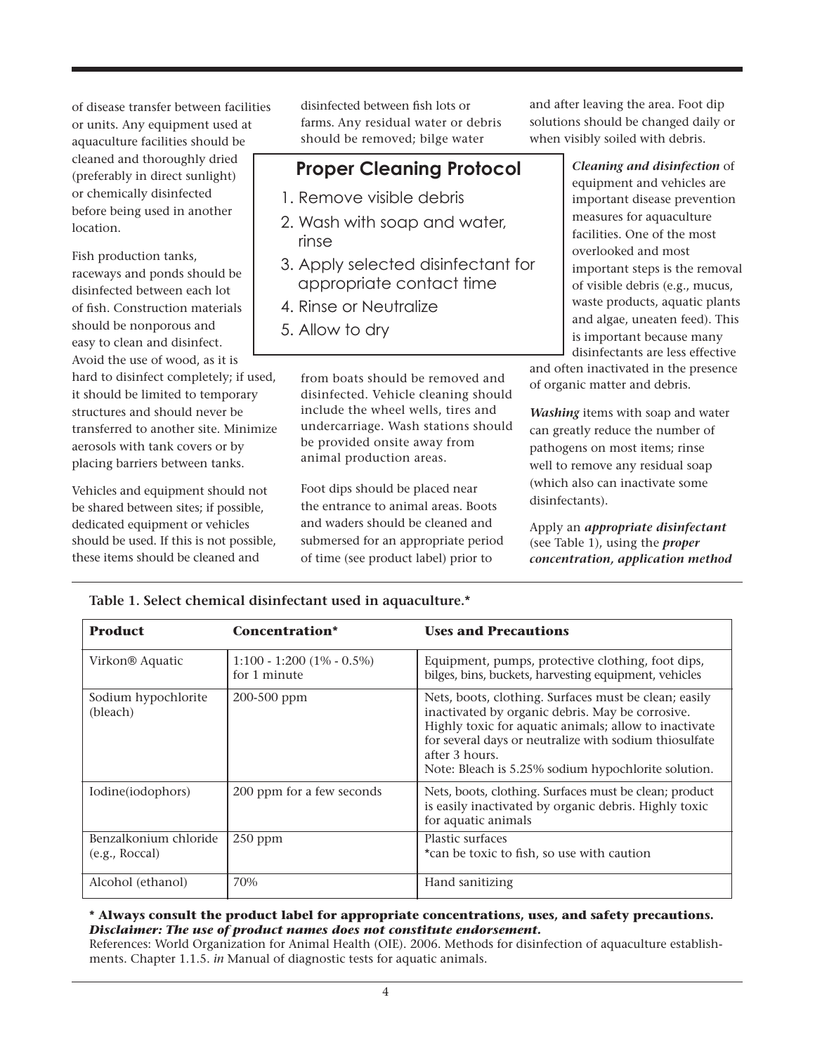of disease transfer between facilities or units. Any equipment used at aquaculture facilities should be cleaned and thoroughly dried (preferably in direct sunlight) or chemically disinfected before being used in another location.

Fish production tanks, raceways and ponds should be disinfected between each lot of fish. Construction materials should be nonporous and easy to clean and disinfect. Avoid the use of wood, as it is hard to disinfect completely; if used, it should be limited to temporary structures and should never be transferred to another site. Minimize aerosols with tank covers or by placing barriers between tanks.

Vehicles and equipment should not be shared between sites; if possible, dedicated equipment or vehicles should be used. If this is not possible, these items should be cleaned and disinfected between fish lots or farms. Any residual water or debris should be removed; bilge water from boats should be removed and disinfected. Vehicle cleaning should include the wheel wells, tires and undercarriage. Wash stations should be provided onsite away from animal production areas.

Foot dips should be placed near the entrance to animal areas. Boots and waders should be cleaned and submersed for an appropriate period of time (see product label) prior to and after leaving the area. Foot dip solutions should be changed daily or when visibly soiled with debris.

## Proper Cleaning Protocol

1. Remove visible debris
2. Wash with soap and water, rinse
3. Apply selected disinfectant for appropriate contact time
4. Rinse or Neutralize
5. Allow to dry

***Cleaning and disinfection*** of equipment and vehicles are important disease prevention measures for aquaculture facilities. One of the most overlooked and most important steps is the removal of visible debris (e.g., mucus, waste products, aquatic plants and algae, uneaten feed). This is important because many disinfectants are less effective and often inactivated in the presence of organic matter and debris.

***Washing*** items with soap and water can greatly reduce the number of pathogens on most items; rinse well to remove any residual soap (which also can inactivate some disinfectants).

Apply an ***appropriate disinfectant*** (see Table 1), using the ***proper concentration, application method***

**Table 1. Select chemical disinfectant used in aquaculture.***

| **Product** | **Concentration*** | **Uses and Precautions** |
|---|---|---|
| Virkon® Aquatic | 1:100 - 1:200 (1% - 0.5%) for 1 minute | Equipment, pumps, protective clothing, foot dips, bilges, bins, buckets, harvesting equipment, vehicles |
| Sodium hypochlorite (bleach) | 200-500 ppm | Nets, boots, clothing. Surfaces must be clean; easily inactivated by organic debris. May be corrosive. Highly toxic for aquatic animals; allow to inactivate for several days or neutralize with sodium thiosulfate after 3 hours. Note: Bleach is 5.25% sodium hypochlorite solution. |
| Iodine(iodophors) | 200 ppm for a few seconds | Nets, boots, clothing. Surfaces must be clean; product is easily inactivated by organic debris. Highly toxic for aquatic animals |
| Benzalkonium chloride (e.g., Roccal) | 250 ppm | Plastic surfaces *can be toxic to fish, so use with caution |
| Alcohol (ethanol) | 70% | Hand sanitizing |

**\* Always consult the product label for appropriate concentrations, uses, and safety precautions.**
***Disclaimer: The use of product names does not constitute endorsement.***
References: World Organization for Animal Health (OIE). 2006. Methods for disinfection of aquaculture establishments. Chapter 1.1.5. *in* Manual of diagnostic tests for aquatic animals.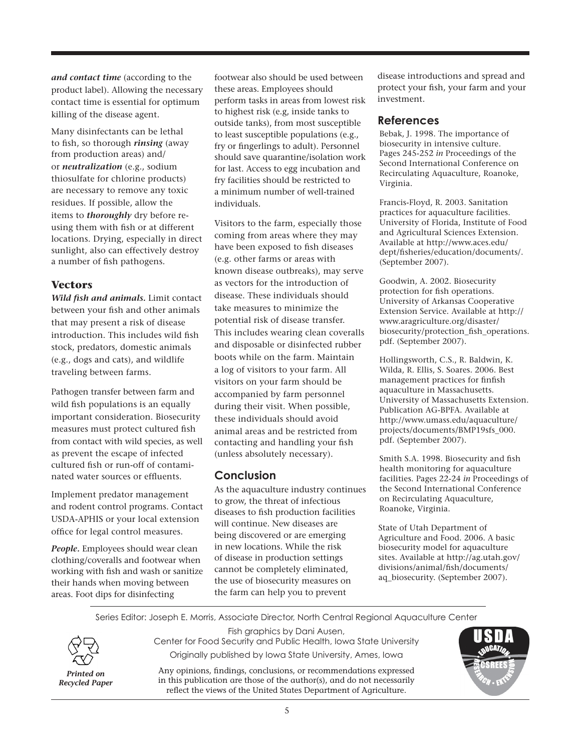***and contact time*** (according to the product label). Allowing the necessary contact time is essential for optimum killing of the disease agent.

Many disinfectants can be lethal to fish, so thorough ***rinsing*** (away from production areas) and/ or ***neutralization*** (e.g., sodium thiosulfate for chlorine products) are necessary to remove any toxic residues. If possible, allow the items to ***thoroughly*** dry before re-using them with fish or at different locations. Drying, especially in direct sunlight, also can effectively destroy a number of fish pathogens.

### Vectors

***Wild fish and animals.*** Limit contact between your fish and other animals that may present a risk of disease introduction. This includes wild fish stock, predators, domestic animals (e.g., dogs and cats), and wildlife traveling between farms.

Pathogen transfer between farm and wild fish populations is an equally important consideration. Biosecurity measures must protect cultured fish from contact with wild species, as well as prevent the escape of infected cultured fish or run-off of contaminated water sources or effluents.

Implement predator management and rodent control programs. Contact USDA-APHIS or your local extension office for legal control measures.

***People.*** Employees should wear clean clothing/coveralls and footwear when working with fish and wash or sanitize their hands when moving between areas. Foot dips for disinfecting footwear also should be used between these areas. Employees should perform tasks in areas from lowest risk to highest risk (e.g, inside tanks to outside tanks), from most susceptible to least susceptible populations (e.g., fry or fingerlings to adult). Personnel should save quarantine/isolation work for last. Access to egg incubation and fry facilities should be restricted to a minimum number of well-trained individuals.

Visitors to the farm, especially those coming from areas where they may have been exposed to fish diseases (e.g. other farms or areas with known disease outbreaks), may serve as vectors for the introduction of disease. These individuals should take measures to minimize the potential risk of disease transfer. This includes wearing clean coveralls and disposable or disinfected rubber boots while on the farm. Maintain a log of visitors to your farm. All visitors on your farm should be accompanied by farm personnel during their visit. When possible, these individuals should avoid animal areas and be restricted from contacting and handling your fish (unless absolutely necessary).

## Conclusion

As the aquaculture industry continues to grow, the threat of infectious diseases to fish production facilities will continue. New diseases are being discovered or are emerging in new locations. While the risk of disease in production settings cannot be completely eliminated, the use of biosecurity measures on the farm can help you to prevent disease introductions and spread and protect your fish, your farm and your investment.

## References

Bebak, J. 1998. The importance of biosecurity in intensive culture. Pages 245-252 *in* Proceedings of the Second International Conference on Recirculating Aquaculture, Roanoke, Virginia.

Francis-Floyd, R. 2003. Sanitation practices for aquaculture facilities. University of Florida, Institute of Food and Agricultural Sciences Extension. Available at http://www.aces.edu/dept/fisheries/education/documents/. (September 2007).

Goodwin, A. 2002. Biosecurity protection for fish operations. University of Arkansas Cooperative Extension Service. Available at http://www.aragriculture.org/disaster/biosecurity/protection_fish_operations.pdf. (September 2007).

Hollingsworth, C.S., R. Baldwin, K. Wilda, R. Ellis, S. Soares. 2006. Best management practices for finfish aquaculture in Massachusetts. University of Massachusetts Extension. Publication AG-BPFA. Available at http://www.umass.edu/aquaculture/projects/documents/BMP19sfs_000.pdf. (September 2007).

Smith S.A. 1998. Biosecurity and fish health monitoring for aquaculture facilities. Pages 22-24 *in* Proceedings of the Second International Conference on Recirculating Aquaculture, Roanoke, Virginia.

State of Utah Department of Agriculture and Food. 2006. A basic biosecurity model for aquaculture sites. Available at http://ag.utah.gov/divisions/animal/fish/documents/aq_biosecurity. (September 2007).

---

Series Editor: Joseph E. Morris, Associate Director, North Central Regional Aquaculture Center

Fish graphics by Dani Ausen,
Center for Food Security and Public Health, Iowa State University

Originally published by Iowa State University, Ames, Iowa

Any opinions, findings, conclusions, or recommendations expressed in this publication are those of the author(s), and do not necessarily reflect the views of the United States Department of Agriculture.

*Printed on Recycled Paper*

USDA EDUCATION · RESEARCH · EXTENSION CSREES